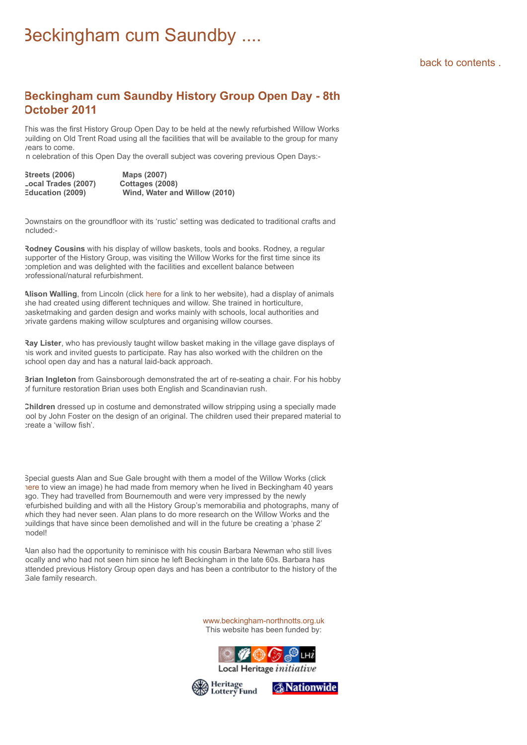# Beckingham cum Saundby ....

back to contents .

## Beckingham cum Saundby History Group Open Day - 8th October 2011

This was the first History Group Open Day to be held at the newly refurbished Willow Works building on Old Trent Road using all the facilities that will be available to the group for many years to come.
In celebration of this Open Day the overall subject was covering previous Open Days:-

| | |
|---|---|
| **Streets (2006)** | **Maps (2007)** |
| **Local Trades (2007)** | **Cottages (2008)** |
| **Education (2009)** | **Wind, Water and Willow (2010)** |

Downstairs on the groundfloor with its 'rustic' setting was dedicated to traditional crafts and included:-

**Rodney Cousins** with his display of willow baskets, tools and books. Rodney, a regular supporter of the History Group, was visiting the Willow Works for the first time since its completion and was delighted with the facilities and excellent balance between professional/natural refurbishment.

**Alison Walling**, from Lincoln (click here for a link to her website), had a display of animals she had created using different techniques and willow. She trained in horticulture, basketmaking and garden design and works mainly with schools, local authorities and private gardens making willow sculptures and organising willow courses.

**Ray Lister**, who has previously taught willow basket making in the village gave displays of his work and invited guests to participate. Ray has also worked with the children on the school open day and has a natural laid-back approach.

**Brian Ingleton** from Gainsborough demonstrated the art of re-seating a chair. For his hobby of furniture restoration Brian uses both English and Scandinavian rush.

**Children** dressed up in costume and demonstrated willow stripping using a specially made tool by John Foster on the design of an original. The children used their prepared material to create a 'willow fish'.

Special guests Alan and Sue Gale brought with them a model of the Willow Works (click here to view an image) he had made from memory when he lived in Beckingham 40 years ago. They had travelled from Bournemouth and were very impressed by the newly refurbished building and with all the History Group's memorabilia and photographs, many of which they had never seen. Alan plans to do more research on the Willow Works and the buildings that have since been demolished and will in the future be creating a 'phase 2' model!

Alan also had the opportunity to reminisce with his cousin Barbara Newman who still lives locally and who had not seen him since he left Beckingham in the late 60s. Barbara has attended previous History Group open days and has been a contributor to the history of the Gale family research.

www.beckingham-northnotts.org.uk
This website has been funded by:

Local Heritage *initiative*

Heritage Lottery Fund

Nationwide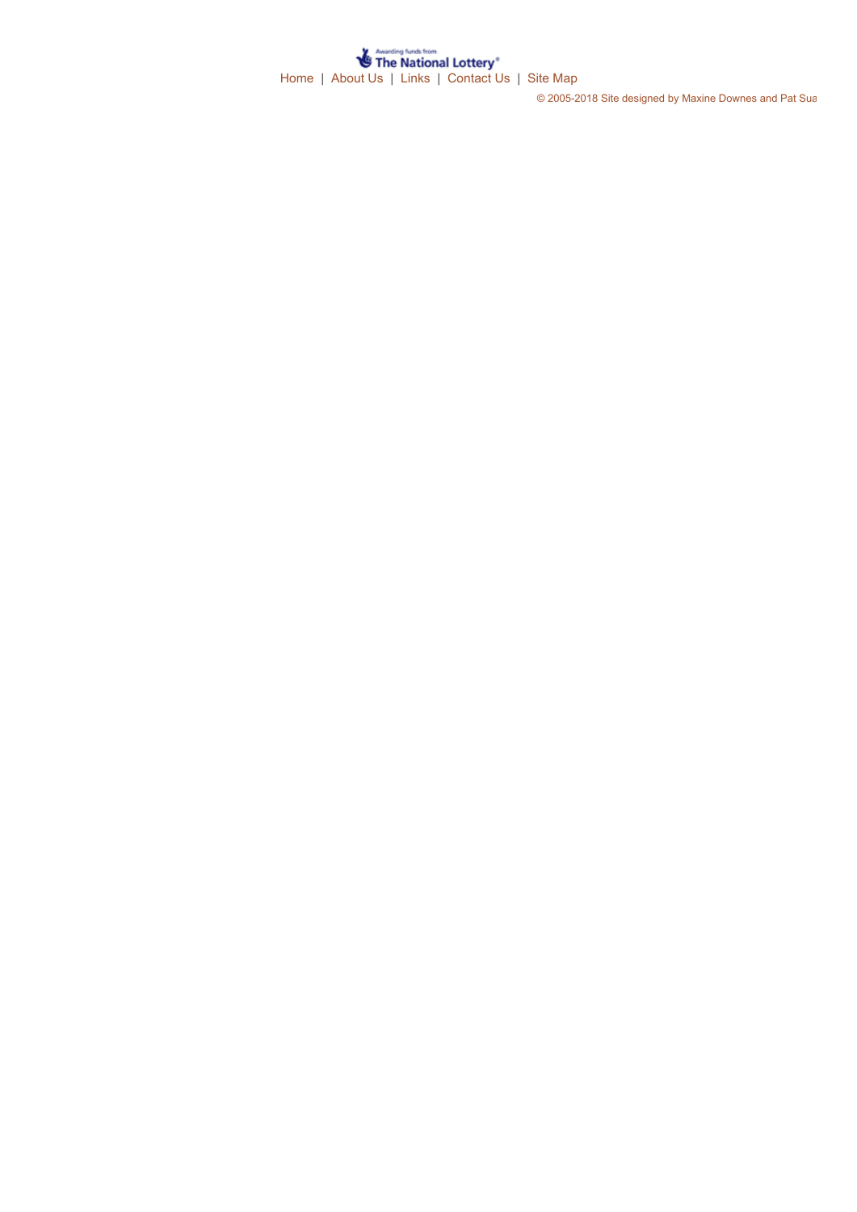Awarding funds from The National Lottery®

Home | About Us | Links | Contact Us | Site Map

© 2005-2018 Site designed by Maxine Downes and Pat Sua